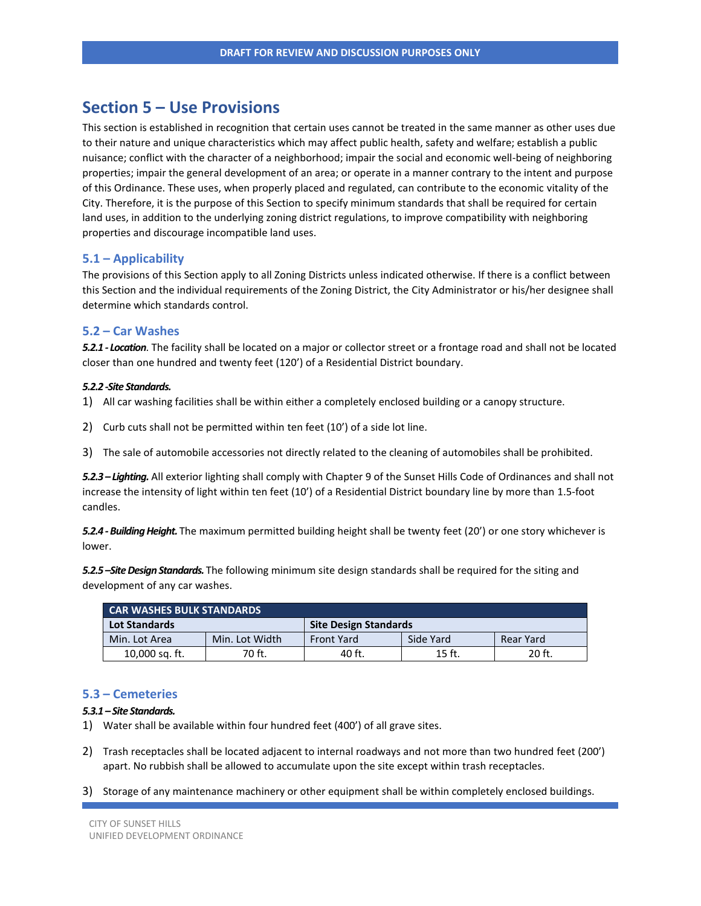# Section 5 – Use Provisions

This section is established in recognition that certain uses cannot be treated in the same manner as other uses due to their nature and unique characteristics which may affect public health, safety and welfare; establish a public nuisance; conflict with the character of a neighborhood; impair the social and economic well-being of neighboring properties; impair the general development of an area; or operate in a manner contrary to the intent and purpose of this Ordinance. These uses, when properly placed and regulated, can contribute to the economic vitality of the City. Therefore, it is the purpose of this Section to specify minimum standards that shall be required for certain land uses, in addition to the underlying zoning district regulations, to improve compatibility with neighboring properties and discourage incompatible land uses.

## 5.1 – Applicability

The provisions of this Section apply to all Zoning Districts unless indicated otherwise. If there is a conflict between this Section and the individual requirements of the Zoning District, the City Administrator or his/her designee shall determine which standards control.

## 5.2 – Car Washes

***5.2.1 - Location***. The facility shall be located on a major or collector street or a frontage road and shall not be located closer than one hundred and twenty feet (120') of a Residential District boundary.

***5.2.2 -Site Standards.***

1) All car washing facilities shall be within either a completely enclosed building or a canopy structure.

2) Curb cuts shall not be permitted within ten feet (10') of a side lot line.

3) The sale of automobile accessories not directly related to the cleaning of automobiles shall be prohibited.

***5.2.3 – Lighting.*** All exterior lighting shall comply with Chapter 9 of the Sunset Hills Code of Ordinances and shall not increase the intensity of light within ten feet (10') of a Residential District boundary line by more than 1.5-foot candles.

***5.2.4 - Building Height.*** The maximum permitted building height shall be twenty feet (20') or one story whichever is lower.

***5.2.5 –Site Design Standards.*** The following minimum site design standards shall be required for the siting and development of any car washes.

| CAR WASHES BULK STANDARDS | | | | |
|---|---|---|---|---|
| **Lot Standards** | | **Site Design Standards** | | |
| Min. Lot Area | Min. Lot Width | Front Yard | Side Yard | Rear Yard |
| 10,000 sq. ft. | 70 ft. | 40 ft. | 15 ft. | 20 ft. |

## 5.3 – Cemeteries

***5.3.1 – Site Standards.***

1) Water shall be available within four hundred feet (400') of all grave sites.

2) Trash receptacles shall be located adjacent to internal roadways and not more than two hundred feet (200') apart. No rubbish shall be allowed to accumulate upon the site except within trash receptacles.

3) Storage of any maintenance machinery or other equipment shall be within completely enclosed buildings.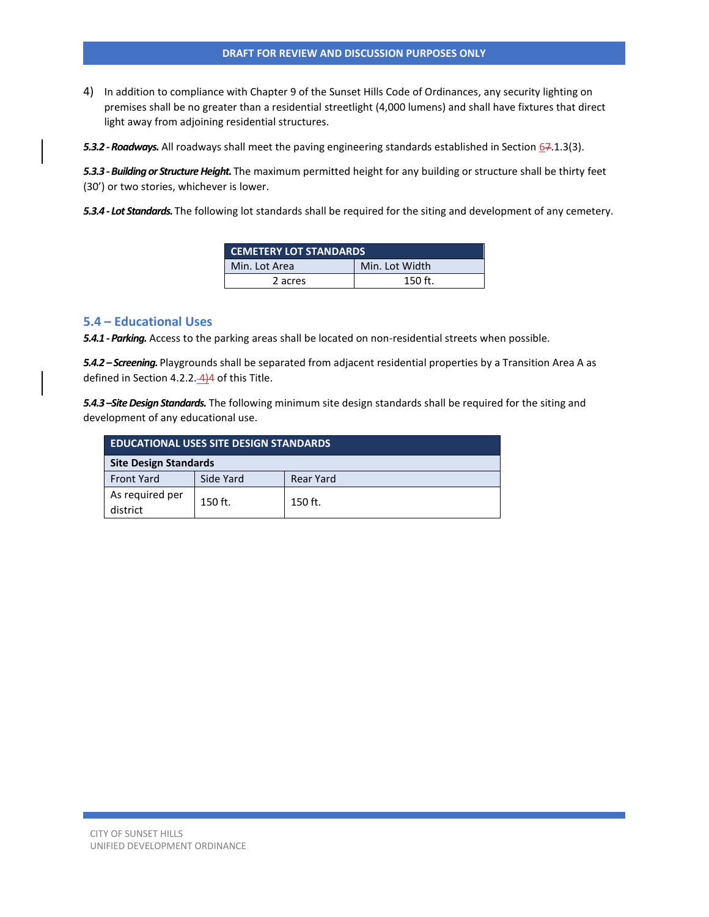4) In addition to compliance with Chapter 9 of the Sunset Hills Code of Ordinances, any security lighting on premises shall be no greater than a residential streetlight (4,000 lumens) and shall have fixtures that direct light away from adjoining residential structures.

***5.3.2 - Roadways.*** All roadways shall meet the paving engineering standards established in Section 67.1.3(3).

***5.3.3 - Building or Structure Height.*** The maximum permitted height for any building or structure shall be thirty feet (30') or two stories, whichever is lower.

***5.3.4 - Lot Standards.*** The following lot standards shall be required for the siting and development of any cemetery.

| CEMETERY LOT STANDARDS | |
|---|---|
| Min. Lot Area | Min. Lot Width |
| 2 acres | 150 ft. |

## 5.4 – Educational Uses

***5.4.1 - Parking.*** Access to the parking areas shall be located on non-residential streets when possible.

***5.4.2 – Screening.*** Playgrounds shall be separated from adjacent residential properties by a Transition Area A as defined in Section 4.2.2.-4)4 of this Title.

***5.4.3 –Site Design Standards.*** The following minimum site design standards shall be required for the siting and development of any educational use.

| EDUCATIONAL USES SITE DESIGN STANDARDS | | |
|---|---|---|
| Site Design Standards | | |
| Front Yard | Side Yard | Rear Yard |
| As required per district | 150 ft. | 150 ft. |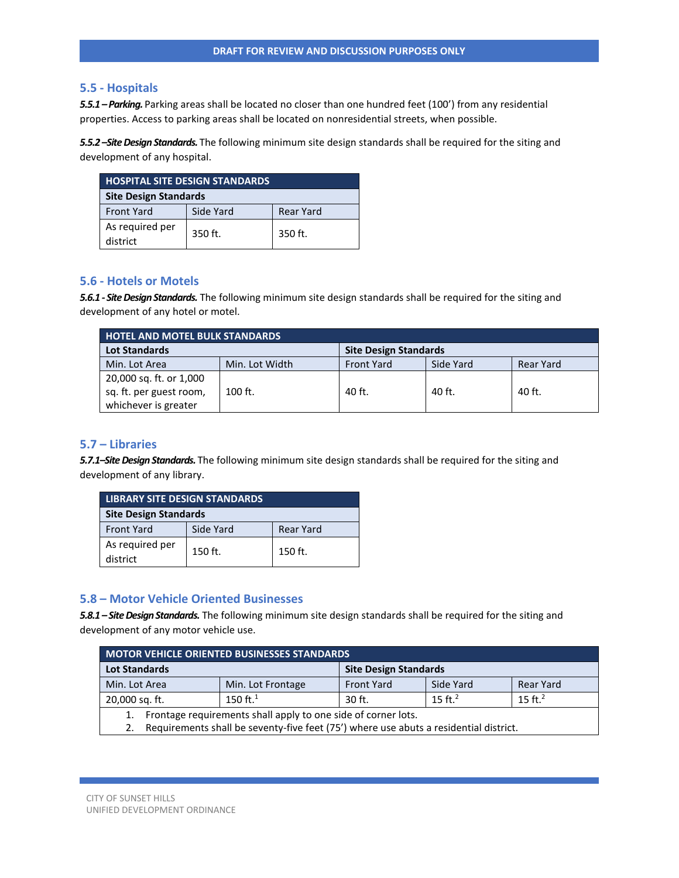## 5.5 - Hospitals

***5.5.1 – Parking.*** Parking areas shall be located no closer than one hundred feet (100') from any residential properties. Access to parking areas shall be located on nonresidential streets, when possible.

***5.5.2 –Site Design Standards.*** The following minimum site design standards shall be required for the siting and development of any hospital.

| HOSPITAL SITE DESIGN STANDARDS | | |
|---|---|---|
| **Site Design Standards** | | |
| Front Yard | Side Yard | Rear Yard |
| As required per district | 350 ft. | 350 ft. |

## 5.6 - Hotels or Motels

***5.6.1 - Site Design Standards.*** The following minimum site design standards shall be required for the siting and development of any hotel or motel.

| HOTEL AND MOTEL BULK STANDARDS | | | | |
|---|---|---|---|---|
| **Lot Standards** | | **Site Design Standards** | | |
| Min. Lot Area | Min. Lot Width | Front Yard | Side Yard | Rear Yard |
| 20,000 sq. ft. or 1,000 sq. ft. per guest room, whichever is greater | 100 ft. | 40 ft. | 40 ft. | 40 ft. |

## 5.7 – Libraries

***5.7.1–Site Design Standards.*** The following minimum site design standards shall be required for the siting and development of any library.

| LIBRARY SITE DESIGN STANDARDS | | |
|---|---|---|
| **Site Design Standards** | | |
| Front Yard | Side Yard | Rear Yard |
| As required per district | 150 ft. | 150 ft. |

## 5.8 – Motor Vehicle Oriented Businesses

***5.8.1 – Site Design Standards.*** The following minimum site design standards shall be required for the siting and development of any motor vehicle use.

| MOTOR VEHICLE ORIENTED BUSINESSES STANDARDS | | | | |
|---|---|---|---|---|
| **Lot Standards** | | **Site Design Standards** | | |
| Min. Lot Area | Min. Lot Frontage | Front Yard | Side Yard | Rear Yard |
| 20,000 sq. ft. | 150 ft.[1] | 30 ft. | 15 ft.[2] | 15 ft.[2] |

1. Frontage requirements shall apply to one side of corner lots.
2. Requirements shall be seventy-five feet (75') where use abuts a residential district.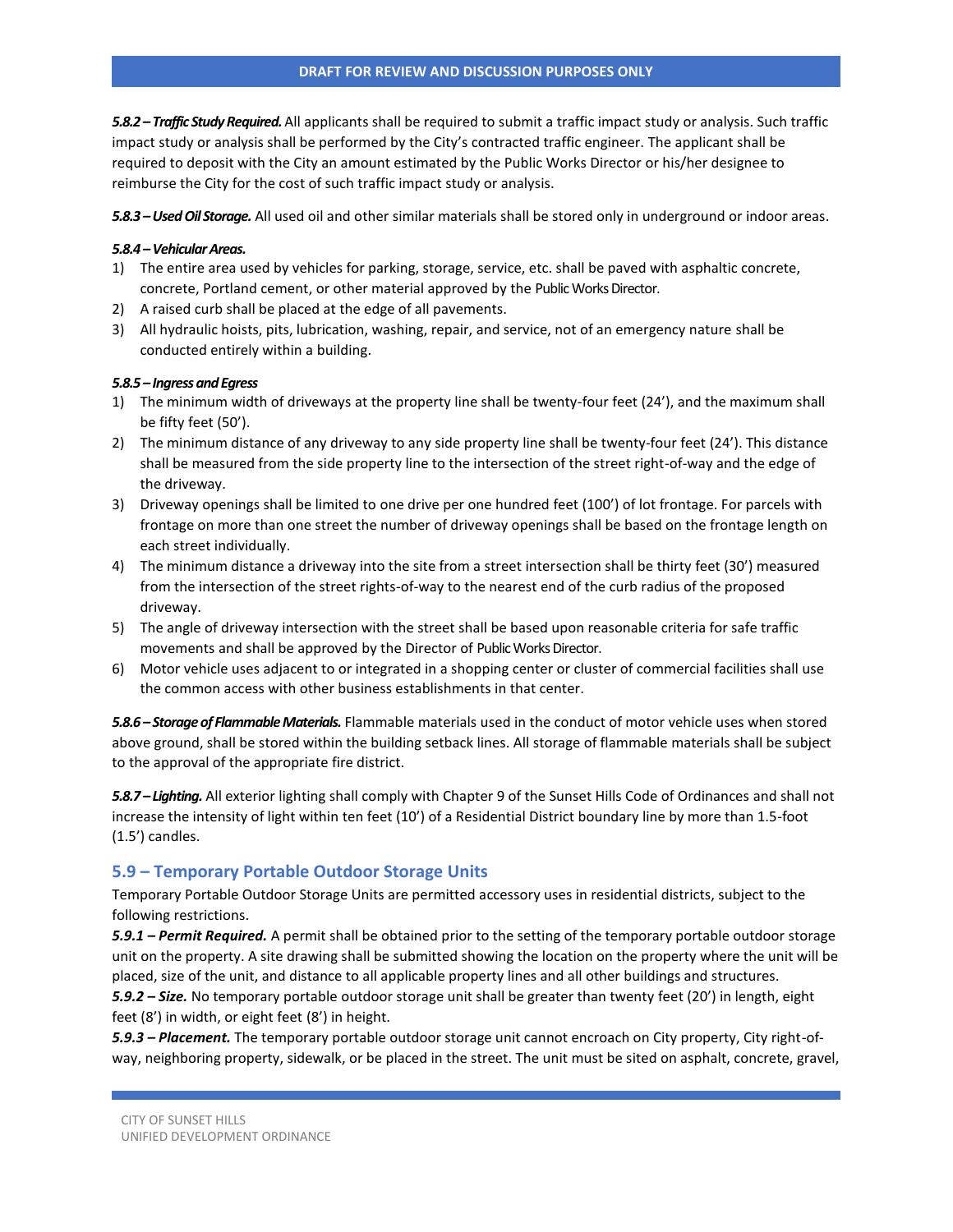***5.8.2 – Traffic Study Required.*** All applicants shall be required to submit a traffic impact study or analysis. Such traffic impact study or analysis shall be performed by the City's contracted traffic engineer. The applicant shall be required to deposit with the City an amount estimated by the Public Works Director or his/her designee to reimburse the City for the cost of such traffic impact study or analysis.

***5.8.3 – Used Oil Storage.*** All used oil and other similar materials shall be stored only in underground or indoor areas.

***5.8.4 – Vehicular Areas.***

1) The entire area used by vehicles for parking, storage, service, etc. shall be paved with asphaltic concrete, concrete, Portland cement, or other material approved by the Public Works Director.
2) A raised curb shall be placed at the edge of all pavements.
3) All hydraulic hoists, pits, lubrication, washing, repair, and service, not of an emergency nature shall be conducted entirely within a building.

***5.8.5 – Ingress and Egress***

1) The minimum width of driveways at the property line shall be twenty-four feet (24'), and the maximum shall be fifty feet (50').
2) The minimum distance of any driveway to any side property line shall be twenty-four feet (24'). This distance shall be measured from the side property line to the intersection of the street right-of-way and the edge of the driveway.
3) Driveway openings shall be limited to one drive per one hundred feet (100') of lot frontage. For parcels with frontage on more than one street the number of driveway openings shall be based on the frontage length on each street individually.
4) The minimum distance a driveway into the site from a street intersection shall be thirty feet (30') measured from the intersection of the street rights-of-way to the nearest end of the curb radius of the proposed driveway.
5) The angle of driveway intersection with the street shall be based upon reasonable criteria for safe traffic movements and shall be approved by the Director of Public Works Director.
6) Motor vehicle uses adjacent to or integrated in a shopping center or cluster of commercial facilities shall use the common access with other business establishments in that center.

***5.8.6 – Storage of Flammable Materials.*** Flammable materials used in the conduct of motor vehicle uses when stored above ground, shall be stored within the building setback lines. All storage of flammable materials shall be subject to the approval of the appropriate fire district.

***5.8.7 – Lighting.*** All exterior lighting shall comply with Chapter 9 of the Sunset Hills Code of Ordinances and shall not increase the intensity of light within ten feet (10') of a Residential District boundary line by more than 1.5-foot (1.5') candles.

## 5.9 – Temporary Portable Outdoor Storage Units

Temporary Portable Outdoor Storage Units are permitted accessory uses in residential districts, subject to the following restrictions.

***5.9.1 – Permit Required.*** A permit shall be obtained prior to the setting of the temporary portable outdoor storage unit on the property. A site drawing shall be submitted showing the location on the property where the unit will be placed, size of the unit, and distance to all applicable property lines and all other buildings and structures.

***5.9.2 – Size.*** No temporary portable outdoor storage unit shall be greater than twenty feet (20') in length, eight feet (8') in width, or eight feet (8') in height.

***5.9.3 – Placement.*** The temporary portable outdoor storage unit cannot encroach on City property, City right-of-way, neighboring property, sidewalk, or be placed in the street. The unit must be sited on asphalt, concrete, gravel,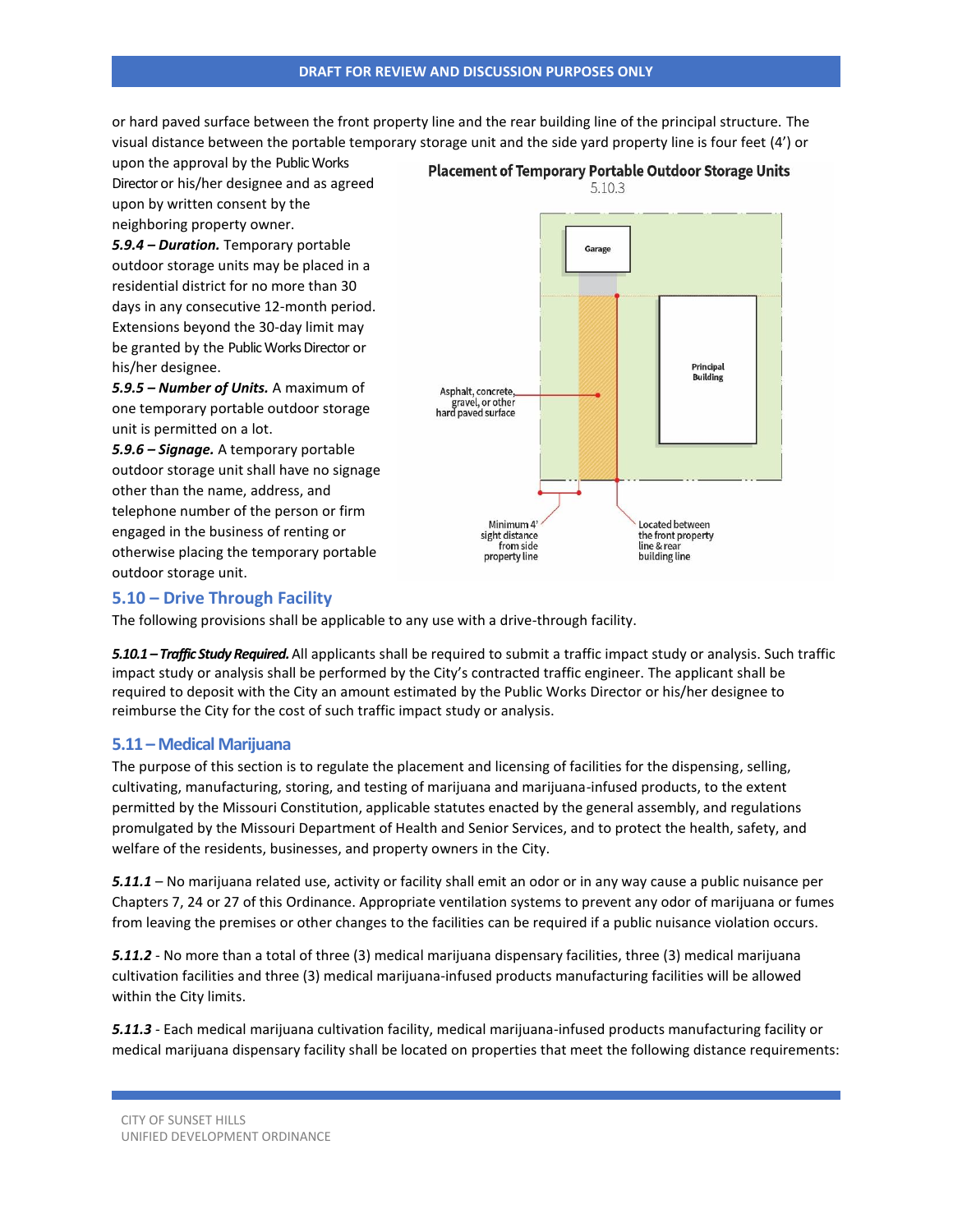or hard paved surface between the front property line and the rear building line of the principal structure. The visual distance between the portable temporary storage unit and the side yard property line is four feet (4') or upon the approval by the Public Works Director or his/her designee and as agreed upon by written consent by the neighboring property owner.

***5.9.4 – Duration.*** Temporary portable outdoor storage units may be placed in a residential district for no more than 30 days in any consecutive 12-month period. Extensions beyond the 30-day limit may be granted by the Public Works Director or his/her designee.

***5.9.5 – Number of Units.*** A maximum of one temporary portable outdoor storage unit is permitted on a lot.

***5.9.6 – Signage.*** A temporary portable outdoor storage unit shall have no signage other than the name, address, and telephone number of the person or firm engaged in the business of renting or otherwise placing the temporary portable outdoor storage unit.

**Placement of Temporary Portable Outdoor Storage Units**

5.10.3

Garage

Principal Building

Asphalt, concrete, gravel, or other hard paved surface

Minimum 4' sight distance from side property line

Located between the front property line & rear building line

## 5.10 – Drive Through Facility

The following provisions shall be applicable to any use with a drive-through facility.

***5.10.1 – Traffic Study Required.*** All applicants shall be required to submit a traffic impact study or analysis. Such traffic impact study or analysis shall be performed by the City's contracted traffic engineer. The applicant shall be required to deposit with the City an amount estimated by the Public Works Director or his/her designee to reimburse the City for the cost of such traffic impact study or analysis.

## 5.11 – Medical Marijuana

The purpose of this section is to regulate the placement and licensing of facilities for the dispensing, selling, cultivating, manufacturing, storing, and testing of marijuana and marijuana-infused products, to the extent permitted by the Missouri Constitution, applicable statutes enacted by the general assembly, and regulations promulgated by the Missouri Department of Health and Senior Services, and to protect the health, safety, and welfare of the residents, businesses, and property owners in the City.

***5.11.1*** – No marijuana related use, activity or facility shall emit an odor or in any way cause a public nuisance per Chapters 7, 24 or 27 of this Ordinance. Appropriate ventilation systems to prevent any odor of marijuana or fumes from leaving the premises or other changes to the facilities can be required if a public nuisance violation occurs.

***5.11.2*** - No more than a total of three (3) medical marijuana dispensary facilities, three (3) medical marijuana cultivation facilities and three (3) medical marijuana-infused products manufacturing facilities will be allowed within the City limits.

***5.11.3*** - Each medical marijuana cultivation facility, medical marijuana-infused products manufacturing facility or medical marijuana dispensary facility shall be located on properties that meet the following distance requirements: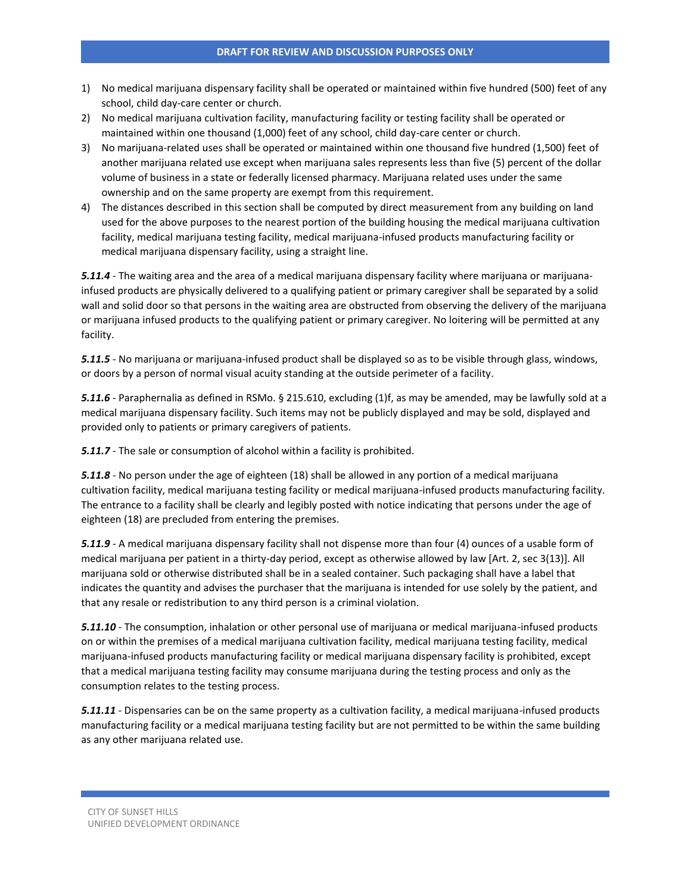1) No medical marijuana dispensary facility shall be operated or maintained within five hundred (500) feet of any school, child day-care center or church.
2) No medical marijuana cultivation facility, manufacturing facility or testing facility shall be operated or maintained within one thousand (1,000) feet of any school, child day-care center or church.
3) No marijuana-related uses shall be operated or maintained within one thousand five hundred (1,500) feet of another marijuana related use except when marijuana sales represents less than five (5) percent of the dollar volume of business in a state or federally licensed pharmacy. Marijuana related uses under the same ownership and on the same property are exempt from this requirement.
4) The distances described in this section shall be computed by direct measurement from any building on land used for the above purposes to the nearest portion of the building housing the medical marijuana cultivation facility, medical marijuana testing facility, medical marijuana-infused products manufacturing facility or medical marijuana dispensary facility, using a straight line.

***5.11.4*** - The waiting area and the area of a medical marijuana dispensary facility where marijuana or marijuana-infused products are physically delivered to a qualifying patient or primary caregiver shall be separated by a solid wall and solid door so that persons in the waiting area are obstructed from observing the delivery of the marijuana or marijuana infused products to the qualifying patient or primary caregiver. No loitering will be permitted at any facility.

***5.11.5*** - No marijuana or marijuana-infused product shall be displayed so as to be visible through glass, windows, or doors by a person of normal visual acuity standing at the outside perimeter of a facility.

***5.11.6*** - Paraphernalia as defined in RSMo. § 215.610, excluding (1)f, as may be amended, may be lawfully sold at a medical marijuana dispensary facility. Such items may not be publicly displayed and may be sold, displayed and provided only to patients or primary caregivers of patients.

***5.11.7*** - The sale or consumption of alcohol within a facility is prohibited.

***5.11.8*** - No person under the age of eighteen (18) shall be allowed in any portion of a medical marijuana cultivation facility, medical marijuana testing facility or medical marijuana-infused products manufacturing facility. The entrance to a facility shall be clearly and legibly posted with notice indicating that persons under the age of eighteen (18) are precluded from entering the premises.

***5.11.9*** - A medical marijuana dispensary facility shall not dispense more than four (4) ounces of a usable form of medical marijuana per patient in a thirty-day period, except as otherwise allowed by law [Art. 2, sec 3(13)]. All marijuana sold or otherwise distributed shall be in a sealed container. Such packaging shall have a label that indicates the quantity and advises the purchaser that the marijuana is intended for use solely by the patient, and that any resale or redistribution to any third person is a criminal violation.

***5.11.10*** - The consumption, inhalation or other personal use of marijuana or medical marijuana-infused products on or within the premises of a medical marijuana cultivation facility, medical marijuana testing facility, medical marijuana-infused products manufacturing facility or medical marijuana dispensary facility is prohibited, except that a medical marijuana testing facility may consume marijuana during the testing process and only as the consumption relates to the testing process.

***5.11.11*** - Dispensaries can be on the same property as a cultivation facility, a medical marijuana-infused products manufacturing facility or a medical marijuana testing facility but are not permitted to be within the same building as any other marijuana related use.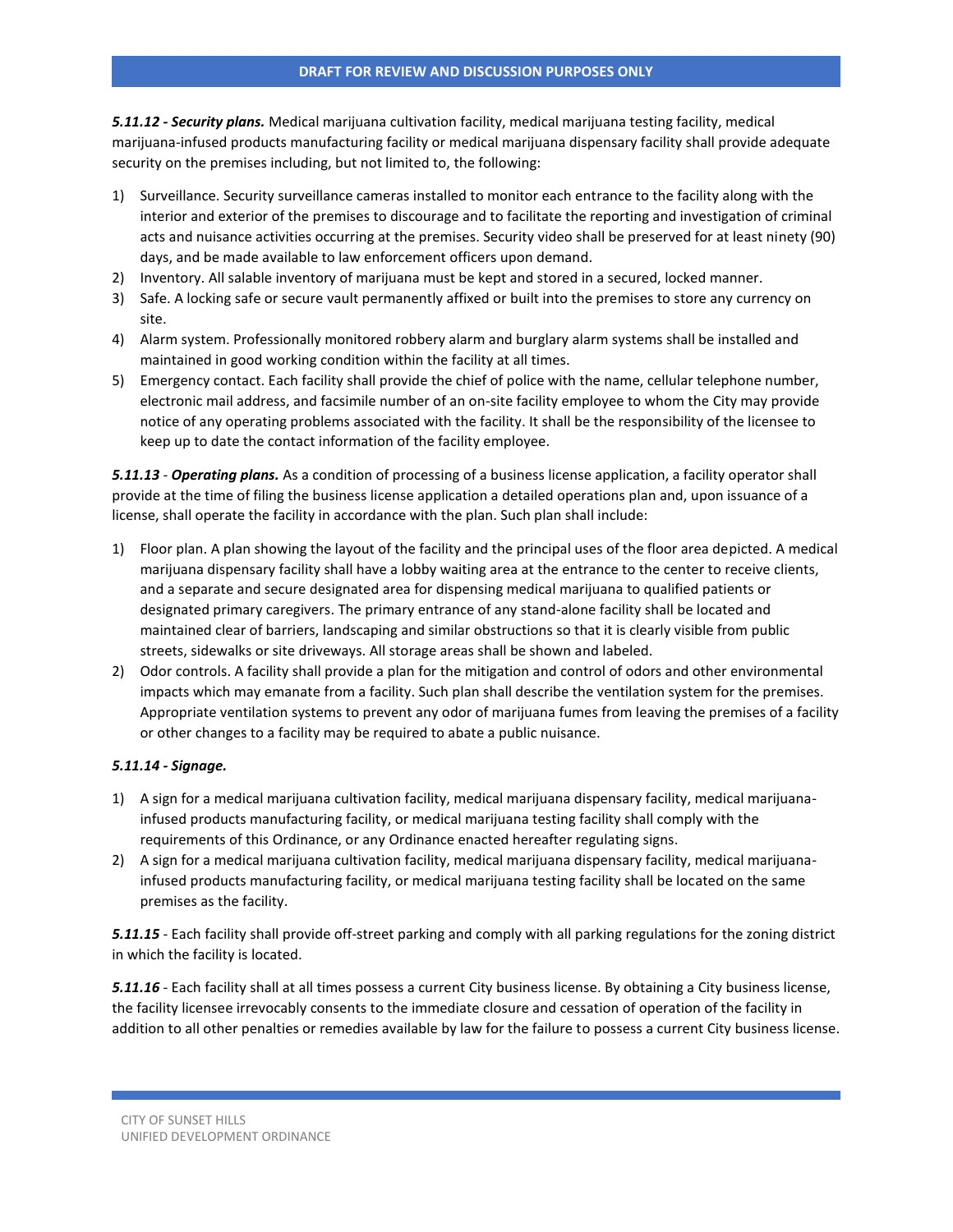***5.11.12 - Security plans.*** Medical marijuana cultivation facility, medical marijuana testing facility, medical marijuana-infused products manufacturing facility or medical marijuana dispensary facility shall provide adequate security on the premises including, but not limited to, the following:

1) Surveillance. Security surveillance cameras installed to monitor each entrance to the facility along with the interior and exterior of the premises to discourage and to facilitate the reporting and investigation of criminal acts and nuisance activities occurring at the premises. Security video shall be preserved for at least ninety (90) days, and be made available to law enforcement officers upon demand.
2) Inventory. All salable inventory of marijuana must be kept and stored in a secured, locked manner.
3) Safe. A locking safe or secure vault permanently affixed or built into the premises to store any currency on site.
4) Alarm system. Professionally monitored robbery alarm and burglary alarm systems shall be installed and maintained in good working condition within the facility at all times.
5) Emergency contact. Each facility shall provide the chief of police with the name, cellular telephone number, electronic mail address, and facsimile number of an on-site facility employee to whom the City may provide notice of any operating problems associated with the facility. It shall be the responsibility of the licensee to keep up to date the contact information of the facility employee.

***5.11.13*** - ***Operating plans.*** As a condition of processing of a business license application, a facility operator shall provide at the time of filing the business license application a detailed operations plan and, upon issuance of a license, shall operate the facility in accordance with the plan. Such plan shall include:

1) Floor plan. A plan showing the layout of the facility and the principal uses of the floor area depicted. A medical marijuana dispensary facility shall have a lobby waiting area at the entrance to the center to receive clients, and a separate and secure designated area for dispensing medical marijuana to qualified patients or designated primary caregivers. The primary entrance of any stand-alone facility shall be located and maintained clear of barriers, landscaping and similar obstructions so that it is clearly visible from public streets, sidewalks or site driveways. All storage areas shall be shown and labeled.
2) Odor controls. A facility shall provide a plan for the mitigation and control of odors and other environmental impacts which may emanate from a facility. Such plan shall describe the ventilation system for the premises. Appropriate ventilation systems to prevent any odor of marijuana fumes from leaving the premises of a facility or other changes to a facility may be required to abate a public nuisance.

***5.11.14 - Signage.***

1) A sign for a medical marijuana cultivation facility, medical marijuana dispensary facility, medical marijuana-infused products manufacturing facility, or medical marijuana testing facility shall comply with the requirements of this Ordinance, or any Ordinance enacted hereafter regulating signs.
2) A sign for a medical marijuana cultivation facility, medical marijuana dispensary facility, medical marijuana-infused products manufacturing facility, or medical marijuana testing facility shall be located on the same premises as the facility.

***5.11.15*** - Each facility shall provide off-street parking and comply with all parking regulations for the zoning district in which the facility is located.

***5.11.16*** - Each facility shall at all times possess a current City business license. By obtaining a City business license, the facility licensee irrevocably consents to the immediate closure and cessation of operation of the facility in addition to all other penalties or remedies available by law for the failure to possess a current City business license.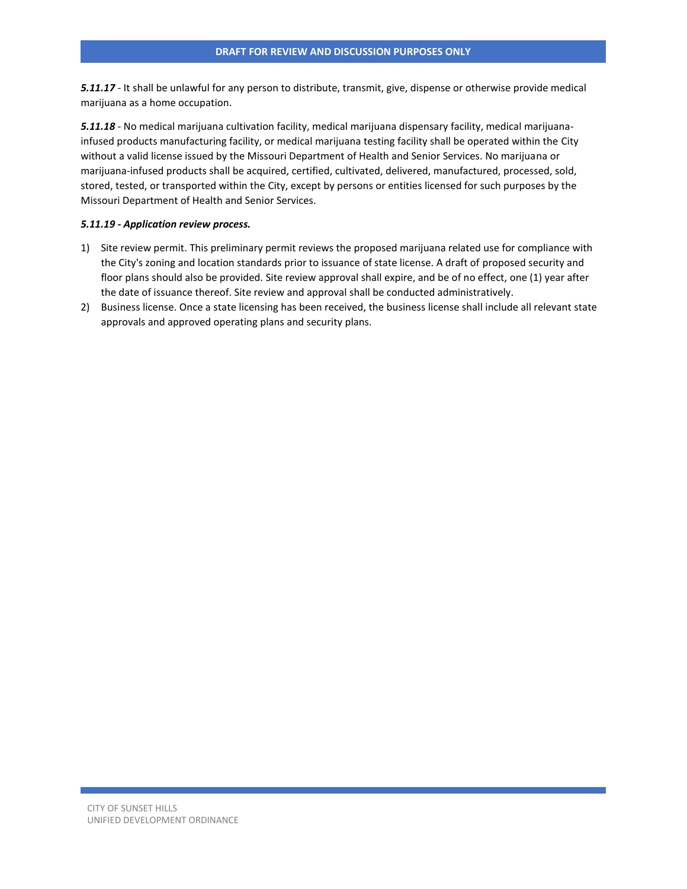***5.11.17*** - It shall be unlawful for any person to distribute, transmit, give, dispense or otherwise provide medical marijuana as a home occupation.

***5.11.18*** - No medical marijuana cultivation facility, medical marijuana dispensary facility, medical marijuana-infused products manufacturing facility, or medical marijuana testing facility shall be operated within the City without a valid license issued by the Missouri Department of Health and Senior Services. No marijuana or marijuana-infused products shall be acquired, certified, cultivated, delivered, manufactured, processed, sold, stored, tested, or transported within the City, except by persons or entities licensed for such purposes by the Missouri Department of Health and Senior Services.

***5.11.19 - Application review process.***

1) Site review permit. This preliminary permit reviews the proposed marijuana related use for compliance with the City's zoning and location standards prior to issuance of state license. A draft of proposed security and floor plans should also be provided. Site review approval shall expire, and be of no effect, one (1) year after the date of issuance thereof. Site review and approval shall be conducted administratively.
2) Business license. Once a state licensing has been received, the business license shall include all relevant state approvals and approved operating plans and security plans.